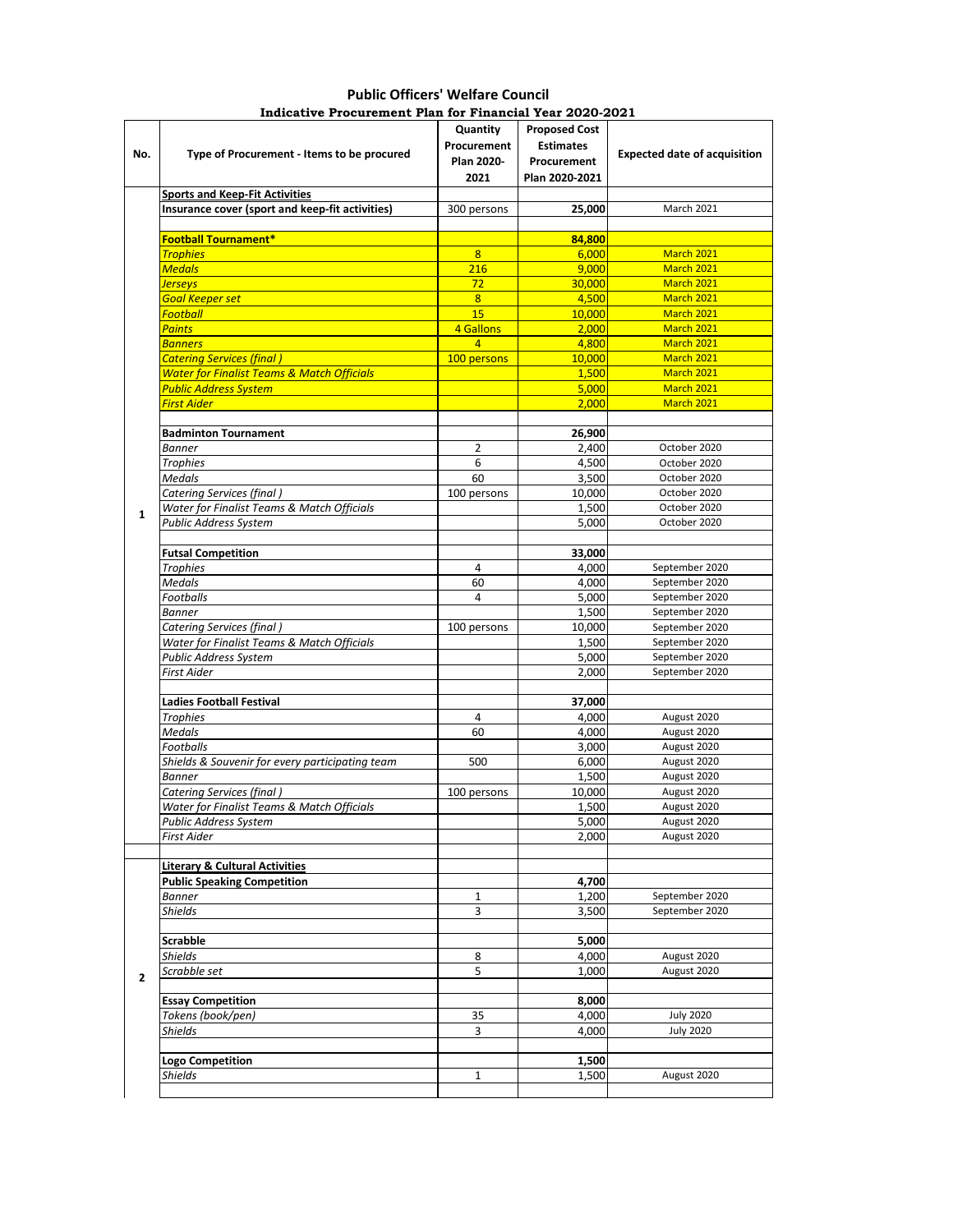# Public Officers' Welfare Council

## Indicative Procurement Plan for Financial Year 2020-2021

| No. | Type of Procurement - Items to be procured | Quantity Procurement Plan 2020-2021 | Proposed Cost Estimates Procurement Plan 2020-2021 | Expected date of acquisition |
|---|---|---|---|---|
| 1 | **Sports and Keep-Fit Activities** | | | |
| | **Insurance cover (sport and keep-fit activities)** | 300 persons | **25,000** | March 2021 |
| | | | | |
| | **Football Tournament*** | | **84,800** | |
| | *Trophies* | 8 | 6,000 | March 2021 |
| | *Medals* | 216 | 9,000 | March 2021 |
| | *Jerseys* | 72 | 30,000 | March 2021 |
| | *Goal Keeper set* | 8 | 4,500 | March 2021 |
| | *Football* | 15 | 10,000 | March 2021 |
| | *Paints* | 4 Gallons | 2,000 | March 2021 |
| | *Banners* | 4 | 4,800 | March 2021 |
| | *Catering Services (final )* | 100 persons | 10,000 | March 2021 |
| | *Water for Finalist Teams & Match Officials* | | 1,500 | March 2021 |
| | *Public Address System* | | 5,000 | March 2021 |
| | *First Aider* | | 2,000 | March 2021 |
| | | | | |
| | **Badminton Tournament** | | **26,900** | |
| | *Banner* | 2 | 2,400 | October 2020 |
| | *Trophies* | 6 | 4,500 | October 2020 |
| | *Medals* | 60 | 3,500 | October 2020 |
| | *Catering Services (final )* | 100 persons | 10,000 | October 2020 |
| | *Water for Finalist Teams & Match Officials* | | 1,500 | October 2020 |
| | *Public Address System* | | 5,000 | October 2020 |
| | | | | |
| | **Futsal Competition** | | **33,000** | |
| | *Trophies* | 4 | 4,000 | September 2020 |
| | *Medals* | 60 | 4,000 | September 2020 |
| | *Footballs* | 4 | 5,000 | September 2020 |
| | *Banner* | | 1,500 | September 2020 |
| | *Catering Services (final )* | 100 persons | 10,000 | September 2020 |
| | *Water for Finalist Teams & Match Officials* | | 1,500 | September 2020 |
| | *Public Address System* | | 5,000 | September 2020 |
| | *First Aider* | | 2,000 | September 2020 |
| | | | | |
| | **Ladies Football Festival** | | **37,000** | |
| | *Trophies* | 4 | 4,000 | August 2020 |
| | *Medals* | 60 | 4,000 | August 2020 |
| | *Footballs* | | 3,000 | August 2020 |
| | *Shields & Souvenir for every participating team* | 500 | 6,000 | August 2020 |
| | *Banner* | | 1,500 | August 2020 |
| | *Catering Services (final )* | 100 persons | 10,000 | August 2020 |
| | *Water for Finalist Teams & Match Officials* | | 1,500 | August 2020 |
| | *Public Address System* | | 5,000 | August 2020 |
| | *First Aider* | | 2,000 | August 2020 |
| | | | | |
| 2 | **Literary & Cultural Activities** | | | |
| | **Public Speaking Competition** | | **4,700** | |
| | *Banner* | 1 | 1,200 | September 2020 |
| | *Shields* | 3 | 3,500 | September 2020 |
| | | | | |
| | **Scrabble** | | **5,000** | |
| | *Shields* | 8 | 4,000 | August 2020 |
| | *Scrabble set* | 5 | 1,000 | August 2020 |
| | | | | |
| | **Essay Competition** | | **8,000** | |
| | *Tokens (book/pen)* | 35 | 4,000 | July 2020 |
| | *Shields* | 3 | 4,000 | July 2020 |
| | | | | |
| | **Logo Competition** | | **1,500** | |
| | *Shields* | 1 | 1,500 | August 2020 |
| | | | | |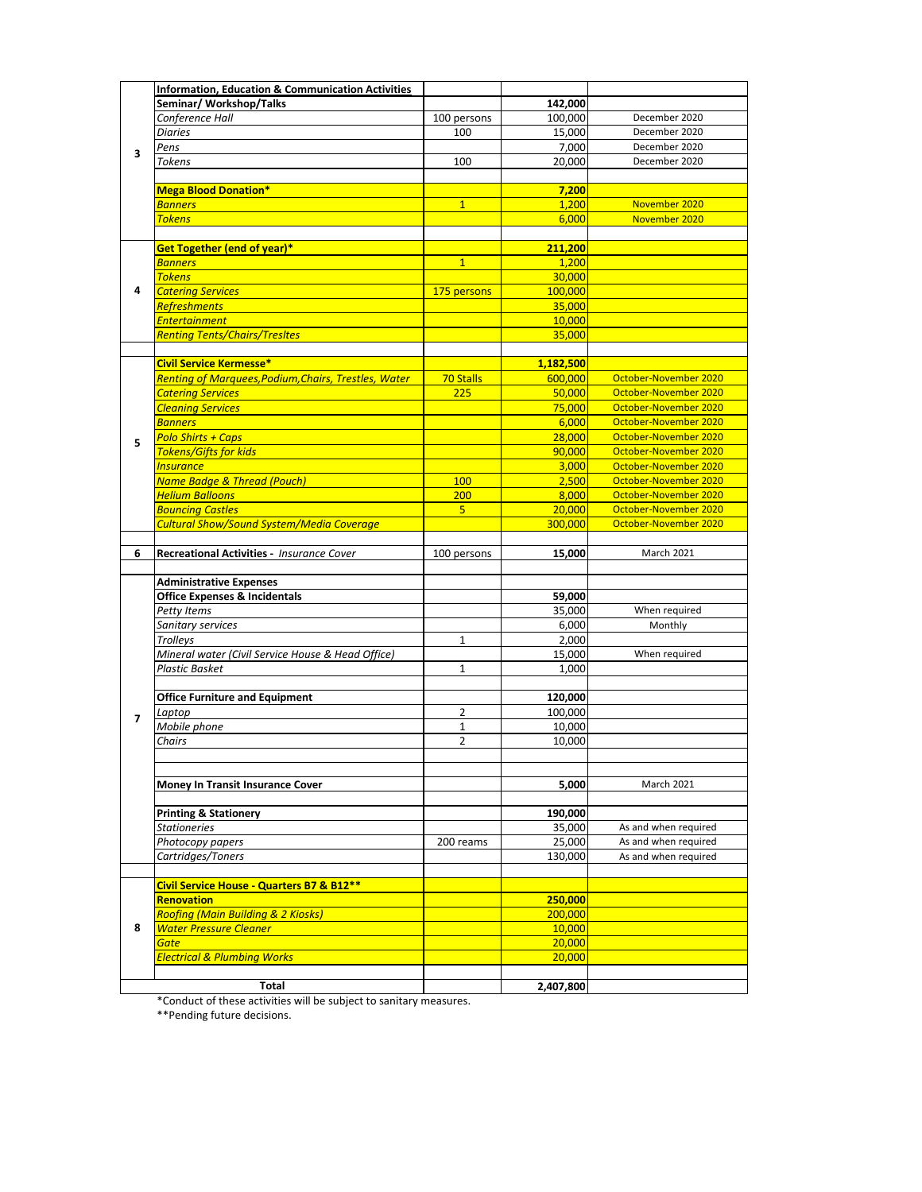| | | | | |
|---|---|---|---|---|
| 3 | **Information, Education & Communication Activities** | | | |
| | **Seminar/ Workshop/Talks** | | **142,000** | |
| | *Conference Hall* | 100 persons | 100,000 | December 2020 |
| | *Diaries* | 100 | 15,000 | December 2020 |
| | *Pens* | | 7,000 | December 2020 |
| | *Tokens* | 100 | 20,000 | December 2020 |
| | | | | |
| | **Mega Blood Donation*** | | **7,200** | |
| | *Banners* | 1 | 1,200 | November 2020 |
| | *Tokens* | | 6,000 | November 2020 |
| | | | | |
| 4 | **Get Together (end of year)*** | | **211,200** | |
| | *Banners* | 1 | 1,200 | |
| | *Tokens* | | 30,000 | |
| | *Catering Services* | 175 persons | 100,000 | |
| | *Refreshments* | | 35,000 | |
| | *Entertainment* | | 10,000 | |
| | *Renting Tents/Chairs/Tresltes* | | 35,000 | |
| | | | | |
| 5 | **Civil Service Kermesse*** | | **1,182,500** | |
| | *Renting of Marquees,Podium,Chairs, Trestles, Water* | 70 Stalls | 600,000 | October-November 2020 |
| | *Catering Services* | 225 | 50,000 | October-November 2020 |
| | *Cleaning Services* | | 75,000 | October-November 2020 |
| | *Banners* | | 6,000 | October-November 2020 |
| | *Polo Shirts + Caps* | | 28,000 | October-November 2020 |
| | *Tokens/Gifts for kids* | | 90,000 | October-November 2020 |
| | *Insurance* | | 3,000 | October-November 2020 |
| | *Name Badge & Thread (Pouch)* | 100 | 2,500 | October-November 2020 |
| | *Helium Balloons* | 200 | 8,000 | October-November 2020 |
| | *Bouncing Castles* | 5 | 20,000 | October-November 2020 |
| | *Cultural Show/Sound System/Media Coverage* | | 300,000 | October-November 2020 |
| | | | | |
| 6 | **Recreational Activities -** *Insurance Cover* | 100 persons | **15,000** | March 2021 |
| | | | | |
| 7 | **Administrative Expenses** | | | |
| | **Office Expenses & Incidentals** | | **59,000** | |
| | *Petty Items* | | 35,000 | When required |
| | *Sanitary services* | | 6,000 | Monthly |
| | *Trolleys* | 1 | 2,000 | |
| | *Mineral water (Civil Service House & Head Office)* | | 15,000 | When required |
| | *Plastic Basket* | 1 | 1,000 | |
| | | | | |
| | **Office Furniture and Equipment** | | **120,000** | |
| | *Laptop* | 2 | 100,000 | |
| | *Mobile phone* | 1 | 10,000 | |
| | *Chairs* | 2 | 10,000 | |
| | | | | |
| | | | | |
| | **Money In Transit Insurance Cover** | | **5,000** | March 2021 |
| | | | | |
| | **Printing & Stationery** | | **190,000** | |
| | *Stationeries* | | 35,000 | As and when required |
| | *Photocopy papers* | 200 reams | 25,000 | As and when required |
| | *Cartridges/Toners* | | 130,000 | As and when required |
| | | | | |
| 8 | **Civil Service House - Quarters B7 & B12**** | | | |
| | **Renovation** | | **250,000** | |
| | *Roofing (Main Building & 2 Kiosks)* | | 200,000 | |
| | *Water Pressure Cleaner* | | 10,000 | |
| | *Gate* | | 20,000 | |
| | *Electrical & Plumbing Works* | | 20,000 | |
| | | | | |
| | **Total** | | **2,407,800** | |

*Conduct of these activities will be subject to sanitary measures.

**Pending future decisions.